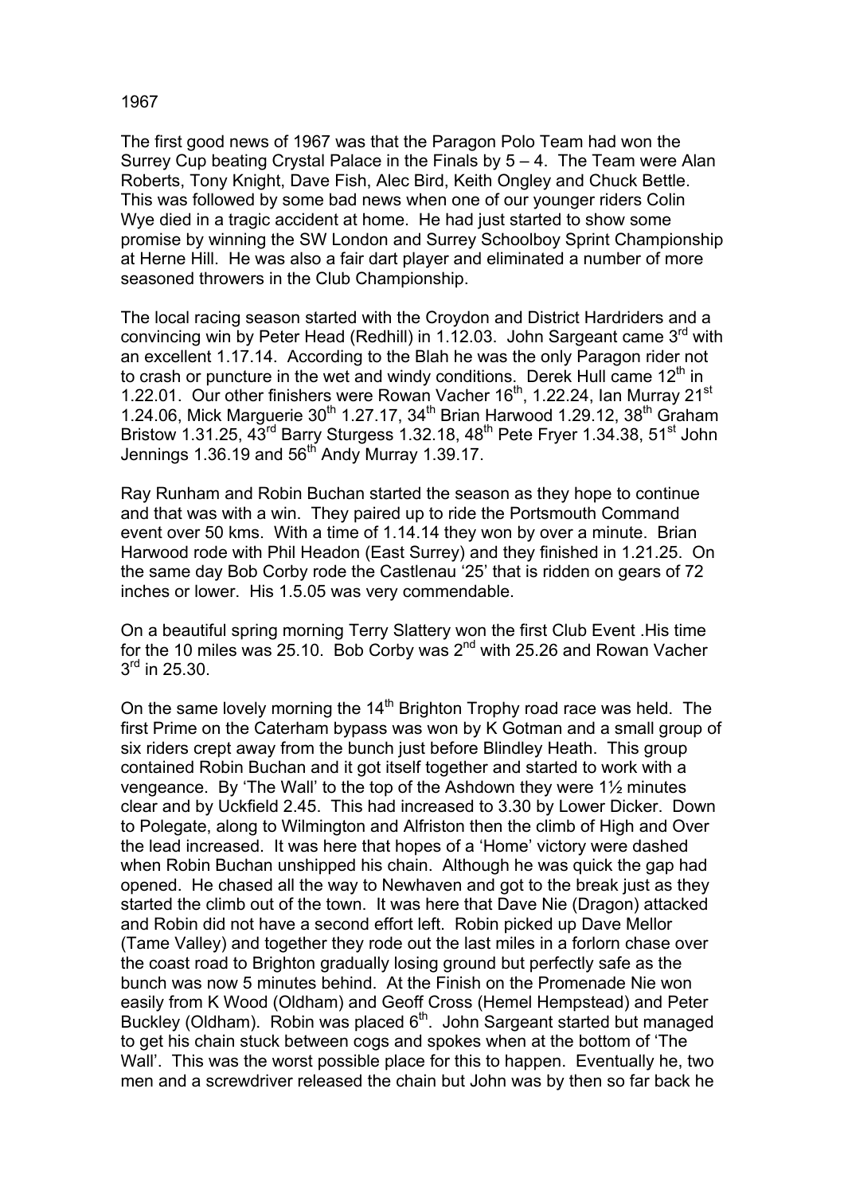1967

The first good news of 1967 was that the Paragon Polo Team had won the Surrey Cup beating Crystal Palace in the Finals by 5 – 4. The Team were Alan Roberts, Tony Knight, Dave Fish, Alec Bird, Keith Ongley and Chuck Bettle. This was followed by some bad news when one of our younger riders Colin Wye died in a tragic accident at home. He had just started to show some promise by winning the SW London and Surrey Schoolboy Sprint Championship at Herne Hill. He was also a fair dart player and eliminated a number of more seasoned throwers in the Club Championship.

The local racing season started with the Croydon and District Hardriders and a convincing win by Peter Head (Redhill) in 1.12.03. John Sargeant came 3rd with an excellent 1.17.14. According to the Blah he was the only Paragon rider not to crash or puncture in the wet and windy conditions. Derek Hull came 12th in 1.22.01. Our other finishers were Rowan Vacher 16th, 1.22.24, Ian Murray 21st 1.24.06, Mick Marguerie 30th 1.27.17, 34th Brian Harwood 1.29.12, 38th Graham Bristow 1.31.25, 43rd Barry Sturgess 1.32.18, 48th Pete Fryer 1.34.38, 51st John Jennings 1.36.19 and 56th Andy Murray 1.39.17.

Ray Runham and Robin Buchan started the season as they hope to continue and that was with a win. They paired up to ride the Portsmouth Command event over 50 kms. With a time of 1.14.14 they won by over a minute. Brian Harwood rode with Phil Headon (East Surrey) and they finished in 1.21.25. On the same day Bob Corby rode the Castlenau '25' that is ridden on gears of 72 inches or lower. His 1.5.05 was very commendable.

On a beautiful spring morning Terry Slattery won the first Club Event .His time for the 10 miles was 25.10. Bob Corby was 2nd with 25.26 and Rowan Vacher 3rd in 25.30.

On the same lovely morning the 14th Brighton Trophy road race was held. The first Prime on the Caterham bypass was won by K Gotman and a small group of six riders crept away from the bunch just before Blindley Heath. This group contained Robin Buchan and it got itself together and started to work with a vengeance. By 'The Wall' to the top of the Ashdown they were 1½ minutes clear and by Uckfield 2.45. This had increased to 3.30 by Lower Dicker. Down to Polegate, along to Wilmington and Alfriston then the climb of High and Over the lead increased. It was here that hopes of a 'Home' victory were dashed when Robin Buchan unshipped his chain. Although he was quick the gap had opened. He chased all the way to Newhaven and got to the break just as they started the climb out of the town. It was here that Dave Nie (Dragon) attacked and Robin did not have a second effort left. Robin picked up Dave Mellor (Tame Valley) and together they rode out the last miles in a forlorn chase over the coast road to Brighton gradually losing ground but perfectly safe as the bunch was now 5 minutes behind. At the Finish on the Promenade Nie won easily from K Wood (Oldham) and Geoff Cross (Hemel Hempstead) and Peter Buckley (Oldham). Robin was placed 6th. John Sargeant started but managed to get his chain stuck between cogs and spokes when at the bottom of 'The Wall'. This was the worst possible place for this to happen. Eventually he, two men and a screwdriver released the chain but John was by then so far back he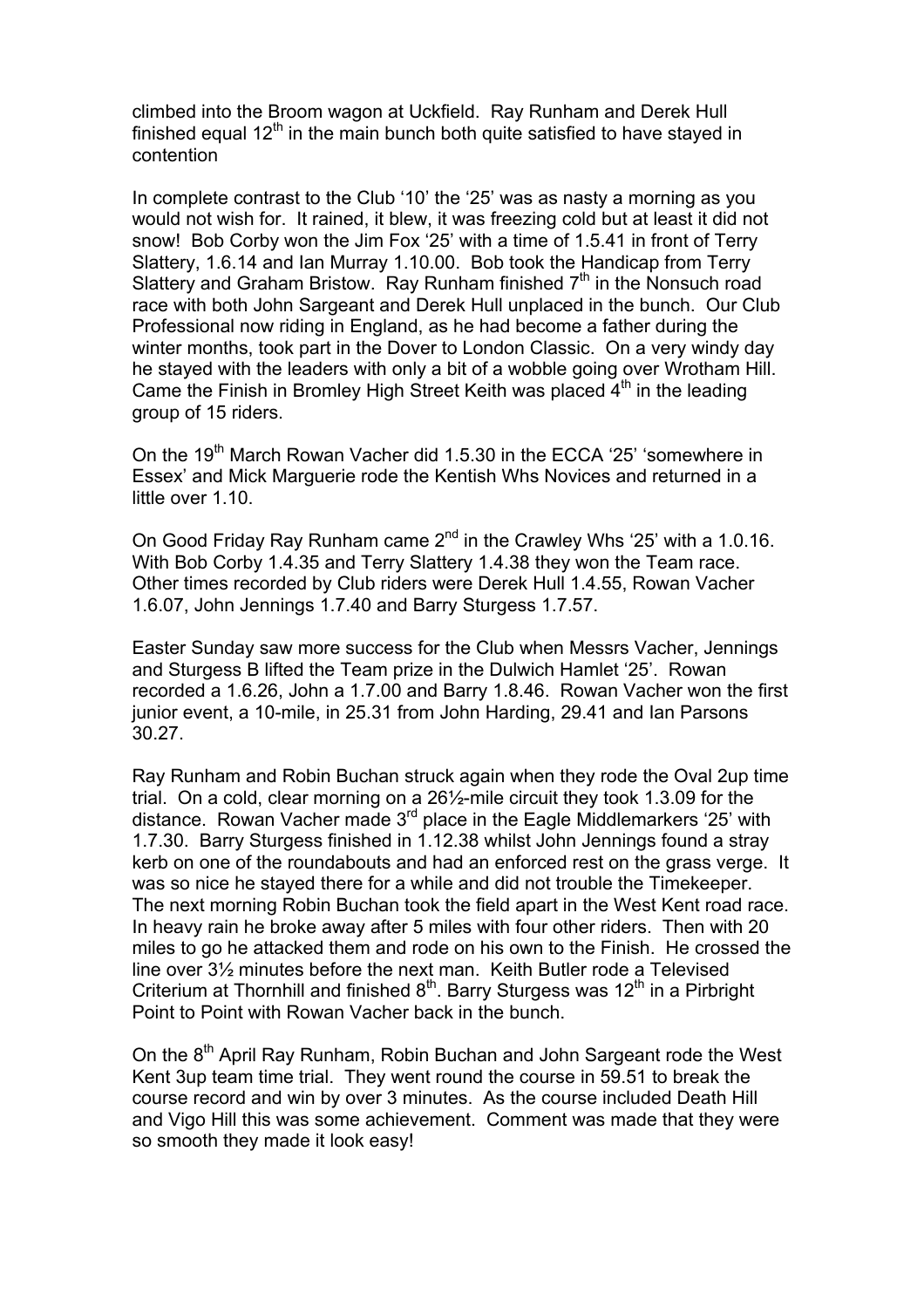climbed into the Broom wagon at Uckfield. Ray Runham and Derek Hull finished equal 12th in the main bunch both quite satisfied to have stayed in contention

In complete contrast to the Club '10' the '25' was as nasty a morning as you would not wish for. It rained, it blew, it was freezing cold but at least it did not snow! Bob Corby won the Jim Fox '25' with a time of 1.5.41 in front of Terry Slattery, 1.6.14 and Ian Murray 1.10.00. Bob took the Handicap from Terry Slattery and Graham Bristow. Ray Runham finished 7th in the Nonsuch road race with both John Sargeant and Derek Hull unplaced in the bunch. Our Club Professional now riding in England, as he had become a father during the winter months, took part in the Dover to London Classic. On a very windy day he stayed with the leaders with only a bit of a wobble going over Wrotham Hill. Came the Finish in Bromley High Street Keith was placed 4th in the leading group of 15 riders.

On the 19th March Rowan Vacher did 1.5.30 in the ECCA '25' 'somewhere in Essex' and Mick Marguerie rode the Kentish Whs Novices and returned in a little over 1.10.

On Good Friday Ray Runham came 2nd in the Crawley Whs '25' with a 1.0.16. With Bob Corby 1.4.35 and Terry Slattery 1.4.38 they won the Team race. Other times recorded by Club riders were Derek Hull 1.4.55, Rowan Vacher 1.6.07, John Jennings 1.7.40 and Barry Sturgess 1.7.57.

Easter Sunday saw more success for the Club when Messrs Vacher, Jennings and Sturgess B lifted the Team prize in the Dulwich Hamlet '25'. Rowan recorded a 1.6.26, John a 1.7.00 and Barry 1.8.46. Rowan Vacher won the first junior event, a 10-mile, in 25.31 from John Harding, 29.41 and Ian Parsons 30.27.

Ray Runham and Robin Buchan struck again when they rode the Oval 2up time trial. On a cold, clear morning on a 26½-mile circuit they took 1.3.09 for the distance. Rowan Vacher made 3rd place in the Eagle Middlemarkers '25' with 1.7.30. Barry Sturgess finished in 1.12.38 whilst John Jennings found a stray kerb on one of the roundabouts and had an enforced rest on the grass verge. It was so nice he stayed there for a while and did not trouble the Timekeeper. The next morning Robin Buchan took the field apart in the West Kent road race. In heavy rain he broke away after 5 miles with four other riders. Then with 20 miles to go he attacked them and rode on his own to the Finish. He crossed the line over 3½ minutes before the next man. Keith Butler rode a Televised Criterium at Thornhill and finished 8th. Barry Sturgess was 12th in a Pirbright Point to Point with Rowan Vacher back in the bunch.

On the 8th April Ray Runham, Robin Buchan and John Sargeant rode the West Kent 3up team time trial. They went round the course in 59.51 to break the course record and win by over 3 minutes. As the course included Death Hill and Vigo Hill this was some achievement. Comment was made that they were so smooth they made it look easy!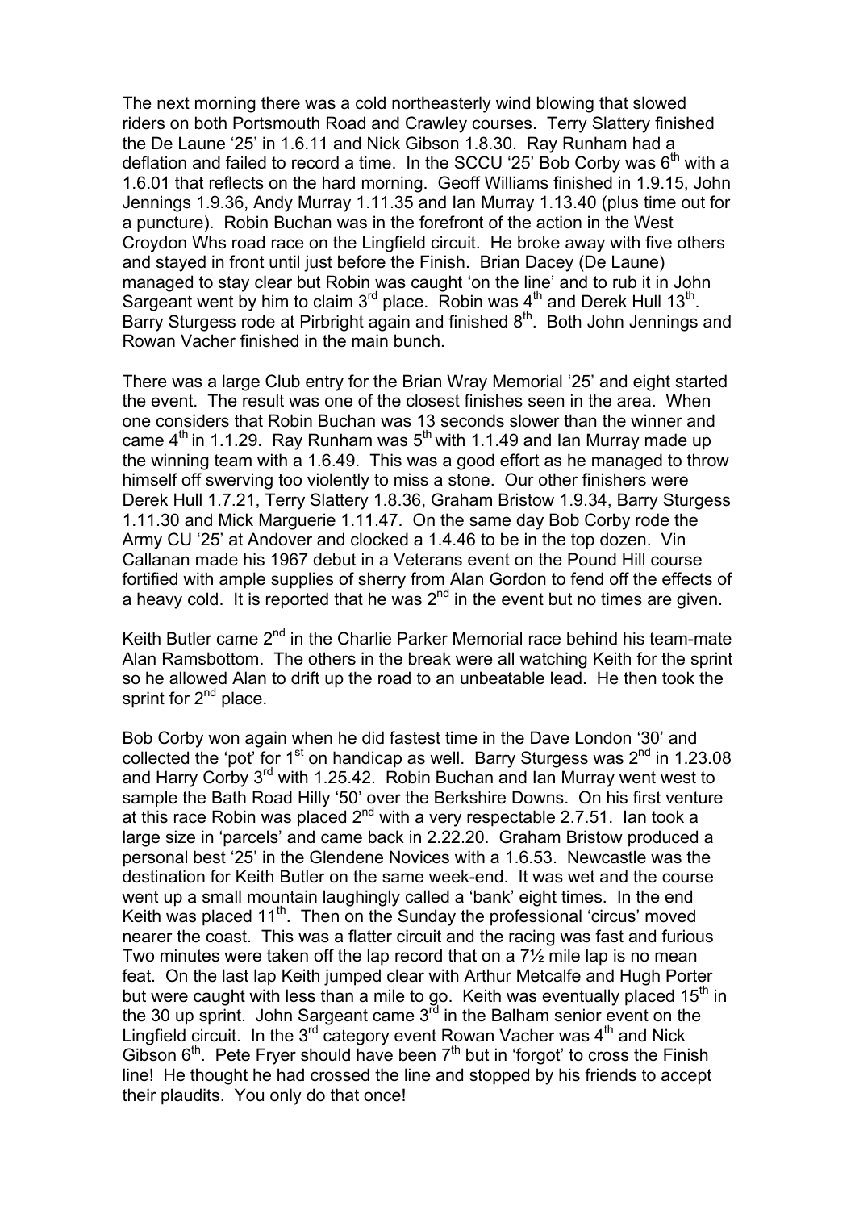The next morning there was a cold northeasterly wind blowing that slowed riders on both Portsmouth Road and Crawley courses. Terry Slattery finished the De Laune '25' in 1.6.11 and Nick Gibson 1.8.30. Ray Runham had a deflation and failed to record a time. In the SCCU '25' Bob Corby was 6th with a 1.6.01 that reflects on the hard morning. Geoff Williams finished in 1.9.15, John Jennings 1.9.36, Andy Murray 1.11.35 and Ian Murray 1.13.40 (plus time out for a puncture). Robin Buchan was in the forefront of the action in the West Croydon Whs road race on the Lingfield circuit. He broke away with five others and stayed in front until just before the Finish. Brian Dacey (De Laune) managed to stay clear but Robin was caught 'on the line' and to rub it in John Sargeant went by him to claim 3rd place. Robin was 4th and Derek Hull 13th. Barry Sturgess rode at Pirbright again and finished 8th. Both John Jennings and Rowan Vacher finished in the main bunch.

There was a large Club entry for the Brian Wray Memorial '25' and eight started the event. The result was one of the closest finishes seen in the area. When one considers that Robin Buchan was 13 seconds slower than the winner and came 4th in 1.1.29. Ray Runham was 5th with 1.1.49 and Ian Murray made up the winning team with a 1.6.49. This was a good effort as he managed to throw himself off swerving too violently to miss a stone. Our other finishers were Derek Hull 1.7.21, Terry Slattery 1.8.36, Graham Bristow 1.9.34, Barry Sturgess 1.11.30 and Mick Marguerie 1.11.47. On the same day Bob Corby rode the Army CU '25' at Andover and clocked a 1.4.46 to be in the top dozen. Vin Callanan made his 1967 debut in a Veterans event on the Pound Hill course fortified with ample supplies of sherry from Alan Gordon to fend off the effects of a heavy cold. It is reported that he was 2nd in the event but no times are given.

Keith Butler came 2nd in the Charlie Parker Memorial race behind his team-mate Alan Ramsbottom. The others in the break were all watching Keith for the sprint so he allowed Alan to drift up the road to an unbeatable lead. He then took the sprint for 2nd place.

Bob Corby won again when he did fastest time in the Dave London '30' and collected the 'pot' for 1st on handicap as well. Barry Sturgess was 2nd in 1.23.08 and Harry Corby 3rd with 1.25.42. Robin Buchan and Ian Murray went west to sample the Bath Road Hilly '50' over the Berkshire Downs. On his first venture at this race Robin was placed 2nd with a very respectable 2.7.51. Ian took a large size in 'parcels' and came back in 2.22.20. Graham Bristow produced a personal best '25' in the Glendene Novices with a 1.6.53. Newcastle was the destination for Keith Butler on the same week-end. It was wet and the course went up a small mountain laughingly called a 'bank' eight times. In the end Keith was placed 11th. Then on the Sunday the professional 'circus' moved nearer the coast. This was a flatter circuit and the racing was fast and furious Two minutes were taken off the lap record that on a 7½ mile lap is no mean feat. On the last lap Keith jumped clear with Arthur Metcalfe and Hugh Porter but were caught with less than a mile to go. Keith was eventually placed 15th in the 30 up sprint. John Sargeant came 3rd in the Balham senior event on the Lingfield circuit. In the 3rd category event Rowan Vacher was 4th and Nick Gibson 6th. Pete Fryer should have been 7th but in 'forgot' to cross the Finish line! He thought he had crossed the line and stopped by his friends to accept their plaudits. You only do that once!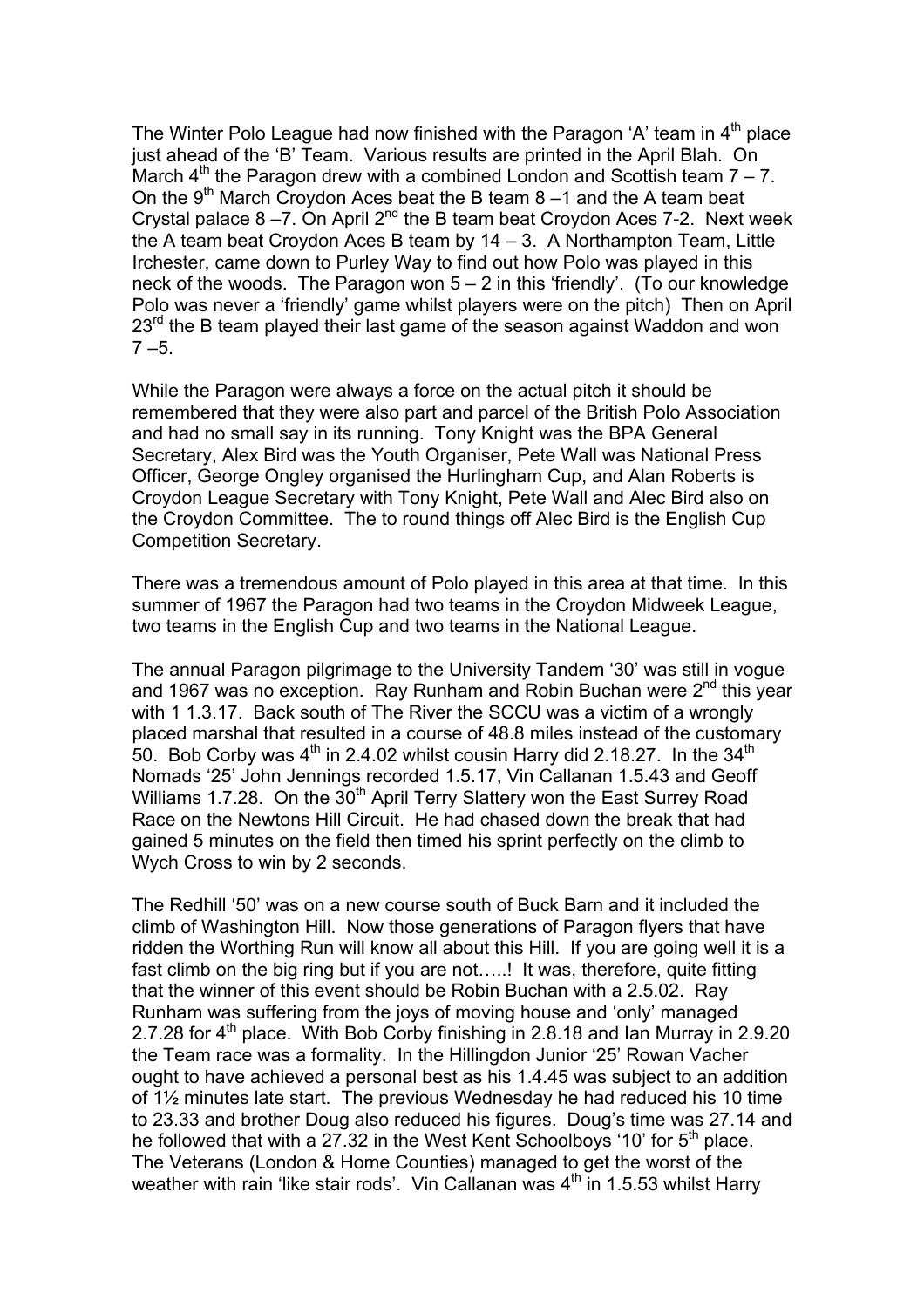The Winter Polo League had now finished with the Paragon 'A' team in 4th place just ahead of the 'B' Team. Various results are printed in the April Blah. On March 4th the Paragon drew with a combined London and Scottish team 7 – 7. On the 9th March Croydon Aces beat the B team 8 –1 and the A team beat Crystal palace 8 –7. On April 2nd the B team beat Croydon Aces 7-2. Next week the A team beat Croydon Aces B team by 14 – 3. A Northampton Team, Little Irchester, came down to Purley Way to find out how Polo was played in this neck of the woods. The Paragon won 5 – 2 in this 'friendly'. (To our knowledge Polo was never a 'friendly' game whilst players were on the pitch) Then on April 23rd the B team played their last game of the season against Waddon and won 7 –5.

While the Paragon were always a force on the actual pitch it should be remembered that they were also part and parcel of the British Polo Association and had no small say in its running. Tony Knight was the BPA General Secretary, Alex Bird was the Youth Organiser, Pete Wall was National Press Officer, George Ongley organised the Hurlingham Cup, and Alan Roberts is Croydon League Secretary with Tony Knight, Pete Wall and Alec Bird also on the Croydon Committee. The to round things off Alec Bird is the English Cup Competition Secretary.

There was a tremendous amount of Polo played in this area at that time. In this summer of 1967 the Paragon had two teams in the Croydon Midweek League, two teams in the English Cup and two teams in the National League.

The annual Paragon pilgrimage to the University Tandem '30' was still in vogue and 1967 was no exception. Ray Runham and Robin Buchan were 2nd this year with 1 1.3.17. Back south of The River the SCCU was a victim of a wrongly placed marshal that resulted in a course of 48.8 miles instead of the customary 50. Bob Corby was 4th in 2.4.02 whilst cousin Harry did 2.18.27. In the 34th Nomads '25' John Jennings recorded 1.5.17, Vin Callanan 1.5.43 and Geoff Williams 1.7.28. On the 30th April Terry Slattery won the East Surrey Road Race on the Newtons Hill Circuit. He had chased down the break that had gained 5 minutes on the field then timed his sprint perfectly on the climb to Wych Cross to win by 2 seconds.

The Redhill '50' was on a new course south of Buck Barn and it included the climb of Washington Hill. Now those generations of Paragon flyers that have ridden the Worthing Run will know all about this Hill. If you are going well it is a fast climb on the big ring but if you are not…..! It was, therefore, quite fitting that the winner of this event should be Robin Buchan with a 2.5.02. Ray Runham was suffering from the joys of moving house and 'only' managed 2.7.28 for 4th place. With Bob Corby finishing in 2.8.18 and Ian Murray in 2.9.20 the Team race was a formality. In the Hillingdon Junior '25' Rowan Vacher ought to have achieved a personal best as his 1.4.45 was subject to an addition of 1½ minutes late start. The previous Wednesday he had reduced his 10 time to 23.33 and brother Doug also reduced his figures. Doug's time was 27.14 and he followed that with a 27.32 in the West Kent Schoolboys '10' for 5th place. The Veterans (London & Home Counties) managed to get the worst of the weather with rain 'like stair rods'. Vin Callanan was 4th in 1.5.53 whilst Harry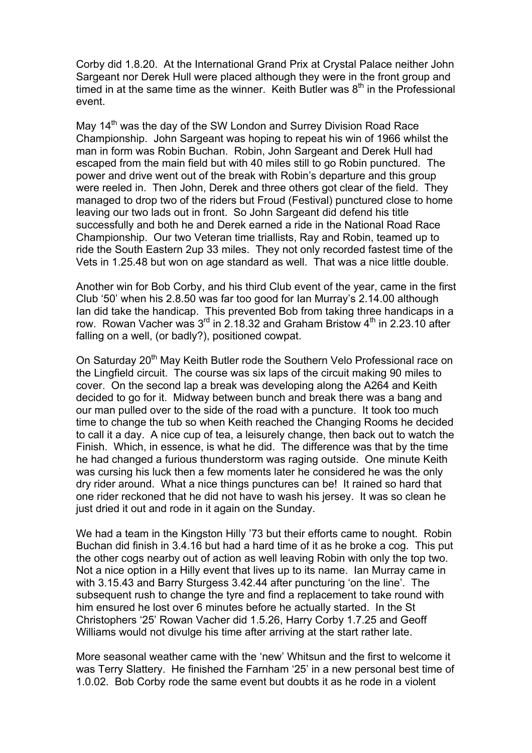Corby did 1.8.20. At the International Grand Prix at Crystal Palace neither John Sargeant nor Derek Hull were placed although they were in the front group and timed in at the same time as the winner. Keith Butler was 8th in the Professional event.

May 14th was the day of the SW London and Surrey Division Road Race Championship. John Sargeant was hoping to repeat his win of 1966 whilst the man in form was Robin Buchan. Robin, John Sargeant and Derek Hull had escaped from the main field but with 40 miles still to go Robin punctured. The power and drive went out of the break with Robin's departure and this group were reeled in. Then John, Derek and three others got clear of the field. They managed to drop two of the riders but Froud (Festival) punctured close to home leaving our two lads out in front. So John Sargeant did defend his title successfully and both he and Derek earned a ride in the National Road Race Championship. Our two Veteran time triallists, Ray and Robin, teamed up to ride the South Eastern 2up 33 miles. They not only recorded fastest time of the Vets in 1.25.48 but won on age standard as well. That was a nice little double.

Another win for Bob Corby, and his third Club event of the year, came in the first Club '50' when his 2.8.50 was far too good for Ian Murray's 2.14.00 although Ian did take the handicap. This prevented Bob from taking three handicaps in a row. Rowan Vacher was 3rd in 2.18.32 and Graham Bristow 4th in 2.23.10 after falling on a well, (or badly?), positioned cowpat.

On Saturday 20th May Keith Butler rode the Southern Velo Professional race on the Lingfield circuit. The course was six laps of the circuit making 90 miles to cover. On the second lap a break was developing along the A264 and Keith decided to go for it. Midway between bunch and break there was a bang and our man pulled over to the side of the road with a puncture. It took too much time to change the tub so when Keith reached the Changing Rooms he decided to call it a day. A nice cup of tea, a leisurely change, then back out to watch the Finish. Which, in essence, is what he did. The difference was that by the time he had changed a furious thunderstorm was raging outside. One minute Keith was cursing his luck then a few moments later he considered he was the only dry rider around. What a nice things punctures can be! It rained so hard that one rider reckoned that he did not have to wash his jersey. It was so clean he just dried it out and rode in it again on the Sunday.

We had a team in the Kingston Hilly '73 but their efforts came to nought. Robin Buchan did finish in 3.4.16 but had a hard time of it as he broke a cog. This put the other cogs nearby out of action as well leaving Robin with only the top two. Not a nice option in a Hilly event that lives up to its name. Ian Murray came in with 3.15.43 and Barry Sturgess 3.42.44 after puncturing 'on the line'. The subsequent rush to change the tyre and find a replacement to take round with him ensured he lost over 6 minutes before he actually started. In the St Christophers '25' Rowan Vacher did 1.5.26, Harry Corby 1.7.25 and Geoff Williams would not divulge his time after arriving at the start rather late.

More seasonal weather came with the 'new' Whitsun and the first to welcome it was Terry Slattery. He finished the Farnham '25' in a new personal best time of 1.0.02. Bob Corby rode the same event but doubts it as he rode in a violent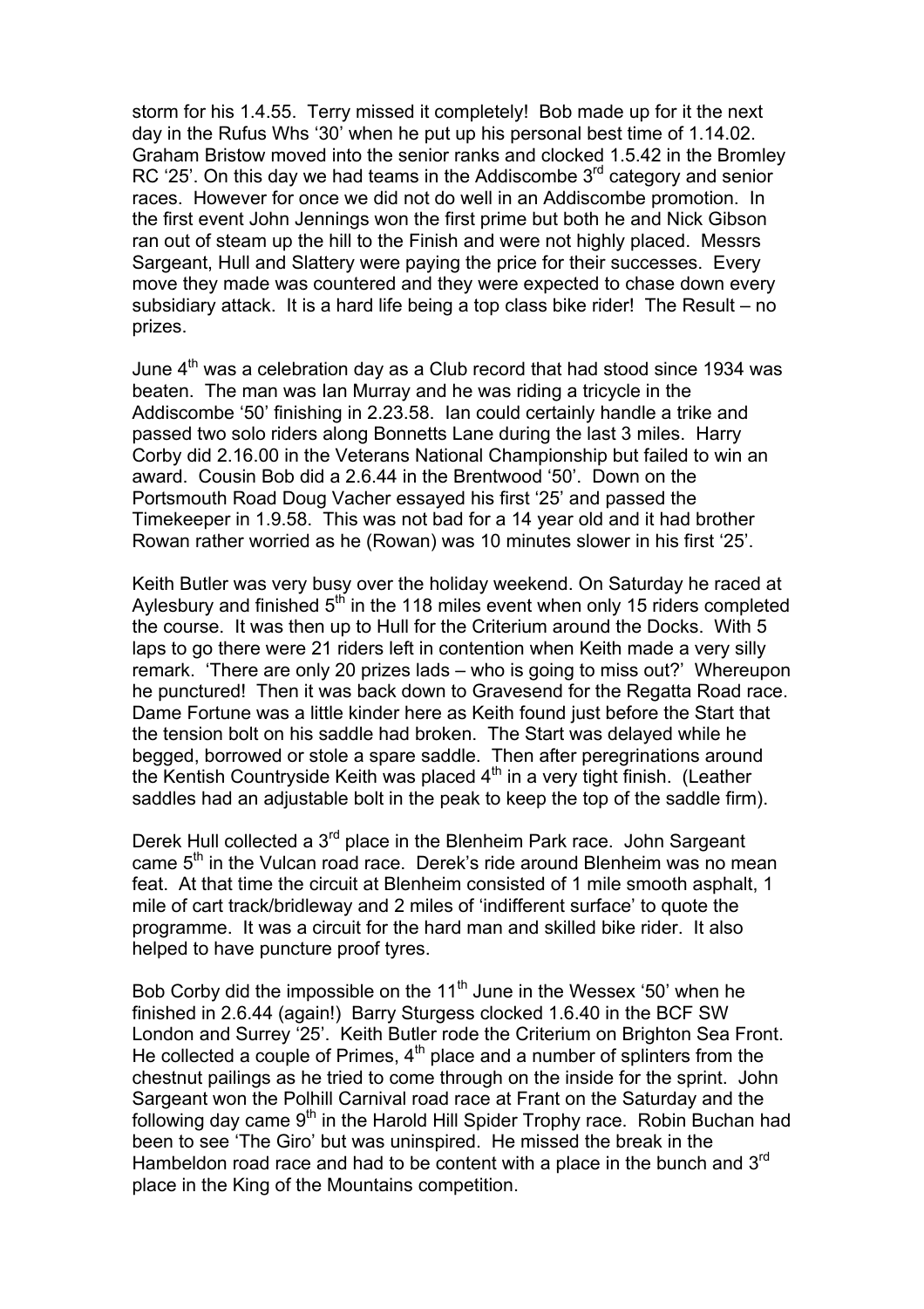storm for his 1.4.55. Terry missed it completely! Bob made up for it the next day in the Rufus Whs '30' when he put up his personal best time of 1.14.02. Graham Bristow moved into the senior ranks and clocked 1.5.42 in the Bromley RC '25'. On this day we had teams in the Addiscombe 3rd category and senior races. However for once we did not do well in an Addiscombe promotion. In the first event John Jennings won the first prime but both he and Nick Gibson ran out of steam up the hill to the Finish and were not highly placed. Messrs Sargeant, Hull and Slattery were paying the price for their successes. Every move they made was countered and they were expected to chase down every subsidiary attack. It is a hard life being a top class bike rider! The Result – no prizes.

June 4th was a celebration day as a Club record that had stood since 1934 was beaten. The man was Ian Murray and he was riding a tricycle in the Addiscombe '50' finishing in 2.23.58. Ian could certainly handle a trike and passed two solo riders along Bonnetts Lane during the last 3 miles. Harry Corby did 2.16.00 in the Veterans National Championship but failed to win an award. Cousin Bob did a 2.6.44 in the Brentwood '50'. Down on the Portsmouth Road Doug Vacher essayed his first '25' and passed the Timekeeper in 1.9.58. This was not bad for a 14 year old and it had brother Rowan rather worried as he (Rowan) was 10 minutes slower in his first '25'.

Keith Butler was very busy over the holiday weekend. On Saturday he raced at Aylesbury and finished 5th in the 118 miles event when only 15 riders completed the course. It was then up to Hull for the Criterium around the Docks. With 5 laps to go there were 21 riders left in contention when Keith made a very silly remark. 'There are only 20 prizes lads – who is going to miss out?' Whereupon he punctured! Then it was back down to Gravesend for the Regatta Road race. Dame Fortune was a little kinder here as Keith found just before the Start that the tension bolt on his saddle had broken. The Start was delayed while he begged, borrowed or stole a spare saddle. Then after peregrinations around the Kentish Countryside Keith was placed 4th in a very tight finish. (Leather saddles had an adjustable bolt in the peak to keep the top of the saddle firm).

Derek Hull collected a 3rd place in the Blenheim Park race. John Sargeant came 5th in the Vulcan road race. Derek's ride around Blenheim was no mean feat. At that time the circuit at Blenheim consisted of 1 mile smooth asphalt, 1 mile of cart track/bridleway and 2 miles of 'indifferent surface' to quote the programme. It was a circuit for the hard man and skilled bike rider. It also helped to have puncture proof tyres.

Bob Corby did the impossible on the 11th June in the Wessex '50' when he finished in 2.6.44 (again!) Barry Sturgess clocked 1.6.40 in the BCF SW London and Surrey '25'. Keith Butler rode the Criterium on Brighton Sea Front. He collected a couple of Primes, 4th place and a number of splinters from the chestnut pailings as he tried to come through on the inside for the sprint. John Sargeant won the Polhill Carnival road race at Frant on the Saturday and the following day came 9th in the Harold Hill Spider Trophy race. Robin Buchan had been to see 'The Giro' but was uninspired. He missed the break in the Hambeldon road race and had to be content with a place in the bunch and 3rd place in the King of the Mountains competition.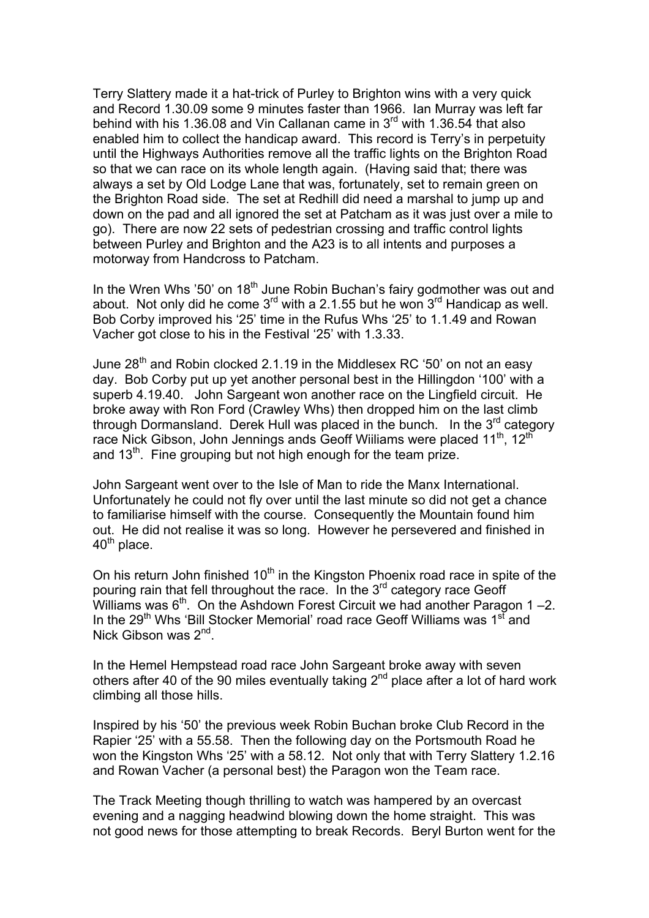Terry Slattery made it a hat-trick of Purley to Brighton wins with a very quick and Record 1.30.09 some 9 minutes faster than 1966. Ian Murray was left far behind with his 1.36.08 and Vin Callanan came in 3rd with 1.36.54 that also enabled him to collect the handicap award. This record is Terry's in perpetuity until the Highways Authorities remove all the traffic lights on the Brighton Road so that we can race on its whole length again. (Having said that; there was always a set by Old Lodge Lane that was, fortunately, set to remain green on the Brighton Road side. The set at Redhill did need a marshal to jump up and down on the pad and all ignored the set at Patcham as it was just over a mile to go). There are now 22 sets of pedestrian crossing and traffic control lights between Purley and Brighton and the A23 is to all intents and purposes a motorway from Handcross to Patcham.

In the Wren Whs '50' on 18th June Robin Buchan's fairy godmother was out and about. Not only did he come 3rd with a 2.1.55 but he won 3rd Handicap as well. Bob Corby improved his '25' time in the Rufus Whs '25' to 1.1.49 and Rowan Vacher got close to his in the Festival '25' with 1.3.33.

June 28th and Robin clocked 2.1.19 in the Middlesex RC '50' on not an easy day. Bob Corby put up yet another personal best in the Hillingdon '100' with a superb 4.19.40. John Sargeant won another race on the Lingfield circuit. He broke away with Ron Ford (Crawley Whs) then dropped him on the last climb through Dormansland. Derek Hull was placed in the bunch. In the 3rd category race Nick Gibson, John Jennings ands Geoff Wiiliams were placed 11th, 12th and 13th. Fine grouping but not high enough for the team prize.

John Sargeant went over to the Isle of Man to ride the Manx International. Unfortunately he could not fly over until the last minute so did not get a chance to familiarise himself with the course. Consequently the Mountain found him out. He did not realise it was so long. However he persevered and finished in 40th place.

On his return John finished 10th in the Kingston Phoenix road race in spite of the pouring rain that fell throughout the race. In the 3rd category race Geoff Williams was 6th. On the Ashdown Forest Circuit we had another Paragon 1 –2. In the 29th Whs 'Bill Stocker Memorial' road race Geoff Williams was 1st and Nick Gibson was 2nd.

In the Hemel Hempstead road race John Sargeant broke away with seven others after 40 of the 90 miles eventually taking 2nd place after a lot of hard work climbing all those hills.

Inspired by his '50' the previous week Robin Buchan broke Club Record in the Rapier '25' with a 55.58. Then the following day on the Portsmouth Road he won the Kingston Whs '25' with a 58.12. Not only that with Terry Slattery 1.2.16 and Rowan Vacher (a personal best) the Paragon won the Team race.

The Track Meeting though thrilling to watch was hampered by an overcast evening and a nagging headwind blowing down the home straight. This was not good news for those attempting to break Records. Beryl Burton went for the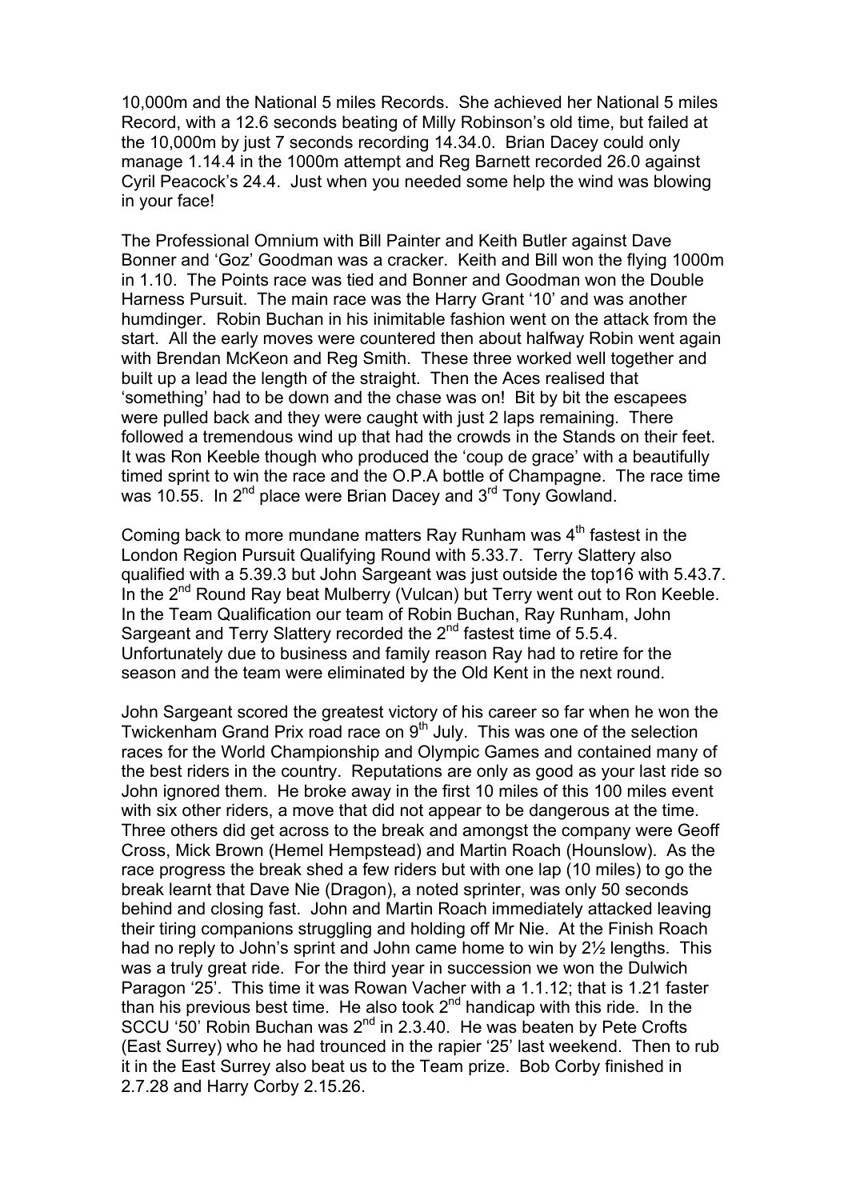10,000m and the National 5 miles Records. She achieved her National 5 miles Record, with a 12.6 seconds beating of Milly Robinson's old time, but failed at the 10,000m by just 7 seconds recording 14.34.0. Brian Dacey could only manage 1.14.4 in the 1000m attempt and Reg Barnett recorded 26.0 against Cyril Peacock's 24.4. Just when you needed some help the wind was blowing in your face!

The Professional Omnium with Bill Painter and Keith Butler against Dave Bonner and 'Goz' Goodman was a cracker. Keith and Bill won the flying 1000m in 1.10. The Points race was tied and Bonner and Goodman won the Double Harness Pursuit. The main race was the Harry Grant '10' and was another humdinger. Robin Buchan in his inimitable fashion went on the attack from the start. All the early moves were countered then about halfway Robin went again with Brendan McKeon and Reg Smith. These three worked well together and built up a lead the length of the straight. Then the Aces realised that 'something' had to be down and the chase was on! Bit by bit the escapees were pulled back and they were caught with just 2 laps remaining. There followed a tremendous wind up that had the crowds in the Stands on their feet. It was Ron Keeble though who produced the 'coup de grace' with a beautifully timed sprint to win the race and the O.P.A bottle of Champagne. The race time was 10.55. In 2nd place were Brian Dacey and 3rd Tony Gowland.

Coming back to more mundane matters Ray Runham was 4th fastest in the London Region Pursuit Qualifying Round with 5.33.7. Terry Slattery also qualified with a 5.39.3 but John Sargeant was just outside the top16 with 5.43.7. In the 2nd Round Ray beat Mulberry (Vulcan) but Terry went out to Ron Keeble. In the Team Qualification our team of Robin Buchan, Ray Runham, John Sargeant and Terry Slattery recorded the 2nd fastest time of 5.5.4. Unfortunately due to business and family reason Ray had to retire for the season and the team were eliminated by the Old Kent in the next round.

John Sargeant scored the greatest victory of his career so far when he won the Twickenham Grand Prix road race on 9th July. This was one of the selection races for the World Championship and Olympic Games and contained many of the best riders in the country. Reputations are only as good as your last ride so John ignored them. He broke away in the first 10 miles of this 100 miles event with six other riders, a move that did not appear to be dangerous at the time. Three others did get across to the break and amongst the company were Geoff Cross, Mick Brown (Hemel Hempstead) and Martin Roach (Hounslow). As the race progress the break shed a few riders but with one lap (10 miles) to go the break learnt that Dave Nie (Dragon), a noted sprinter, was only 50 seconds behind and closing fast. John and Martin Roach immediately attacked leaving their tiring companions struggling and holding off Mr Nie. At the Finish Roach had no reply to John's sprint and John came home to win by 2½ lengths. This was a truly great ride. For the third year in succession we won the Dulwich Paragon '25'. This time it was Rowan Vacher with a 1.1.12; that is 1.21 faster than his previous best time. He also took 2nd handicap with this ride. In the SCCU '50' Robin Buchan was 2nd in 2.3.40. He was beaten by Pete Crofts (East Surrey) who he had trounced in the rapier '25' last weekend. Then to rub it in the East Surrey also beat us to the Team prize. Bob Corby finished in 2.7.28 and Harry Corby 2.15.26.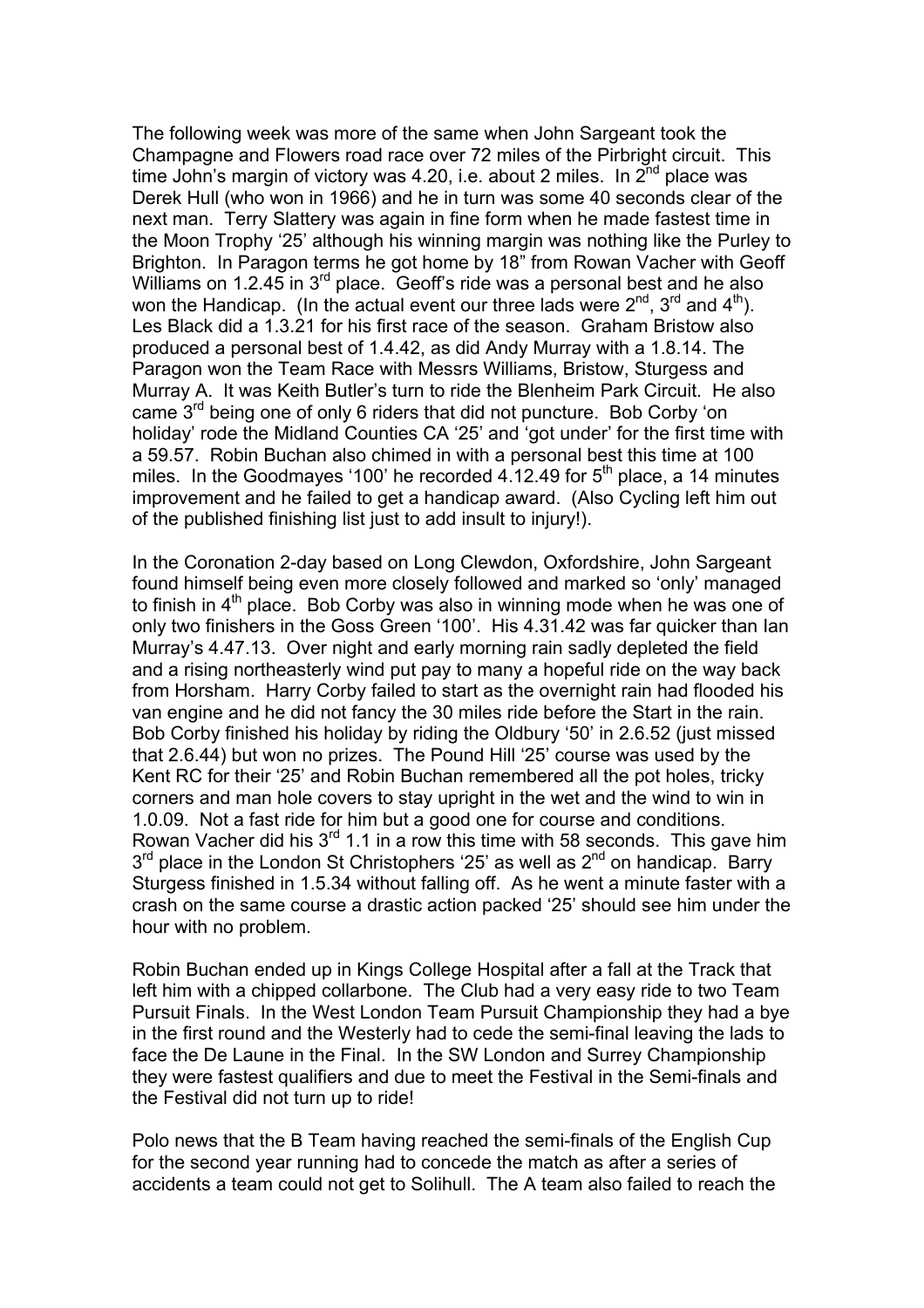The following week was more of the same when John Sargeant took the Champagne and Flowers road race over 72 miles of the Pirbright circuit. This time John's margin of victory was 4.20, i.e. about 2 miles. In 2nd place was Derek Hull (who won in 1966) and he in turn was some 40 seconds clear of the next man. Terry Slattery was again in fine form when he made fastest time in the Moon Trophy '25' although his winning margin was nothing like the Purley to Brighton. In Paragon terms he got home by 18" from Rowan Vacher with Geoff Williams on 1.2.45 in 3rd place. Geoff's ride was a personal best and he also won the Handicap. (In the actual event our three lads were 2nd, 3rd and 4th). Les Black did a 1.3.21 for his first race of the season. Graham Bristow also produced a personal best of 1.4.42, as did Andy Murray with a 1.8.14. The Paragon won the Team Race with Messrs Williams, Bristow, Sturgess and Murray A. It was Keith Butler's turn to ride the Blenheim Park Circuit. He also came 3rd being one of only 6 riders that did not puncture. Bob Corby 'on holiday' rode the Midland Counties CA '25' and 'got under' for the first time with a 59.57. Robin Buchan also chimed in with a personal best this time at 100 miles. In the Goodmayes '100' he recorded 4.12.49 for 5th place, a 14 minutes improvement and he failed to get a handicap award. (Also Cycling left him out of the published finishing list just to add insult to injury!).

In the Coronation 2-day based on Long Clewdon, Oxfordshire, John Sargeant found himself being even more closely followed and marked so 'only' managed to finish in 4th place. Bob Corby was also in winning mode when he was one of only two finishers in the Goss Green '100'. His 4.31.42 was far quicker than Ian Murray's 4.47.13. Over night and early morning rain sadly depleted the field and a rising northeasterly wind put pay to many a hopeful ride on the way back from Horsham. Harry Corby failed to start as the overnight rain had flooded his van engine and he did not fancy the 30 miles ride before the Start in the rain. Bob Corby finished his holiday by riding the Oldbury '50' in 2.6.52 (just missed that 2.6.44) but won no prizes. The Pound Hill '25' course was used by the Kent RC for their '25' and Robin Buchan remembered all the pot holes, tricky corners and man hole covers to stay upright in the wet and the wind to win in 1.0.09. Not a fast ride for him but a good one for course and conditions. Rowan Vacher did his 3rd 1.1 in a row this time with 58 seconds. This gave him 3rd place in the London St Christophers '25' as well as 2nd on handicap. Barry Sturgess finished in 1.5.34 without falling off. As he went a minute faster with a crash on the same course a drastic action packed '25' should see him under the hour with no problem.

Robin Buchan ended up in Kings College Hospital after a fall at the Track that left him with a chipped collarbone. The Club had a very easy ride to two Team Pursuit Finals. In the West London Team Pursuit Championship they had a bye in the first round and the Westerly had to cede the semi-final leaving the lads to face the De Laune in the Final. In the SW London and Surrey Championship they were fastest qualifiers and due to meet the Festival in the Semi-finals and the Festival did not turn up to ride!

Polo news that the B Team having reached the semi-finals of the English Cup for the second year running had to concede the match as after a series of accidents a team could not get to Solihull. The A team also failed to reach the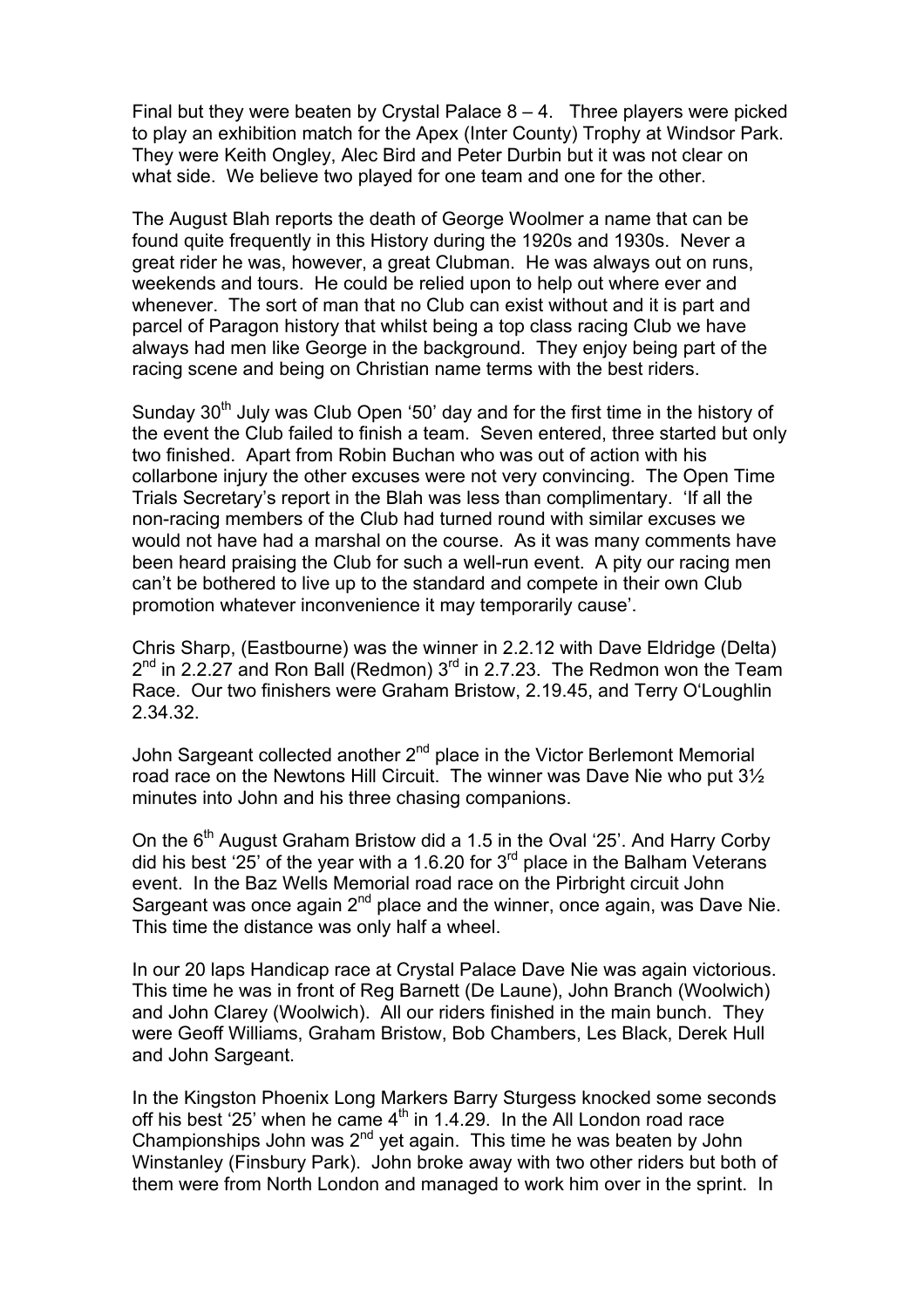Final but they were beaten by Crystal Palace 8 – 4. Three players were picked to play an exhibition match for the Apex (Inter County) Trophy at Windsor Park. They were Keith Ongley, Alec Bird and Peter Durbin but it was not clear on what side. We believe two played for one team and one for the other.

The August Blah reports the death of George Woolmer a name that can be found quite frequently in this History during the 1920s and 1930s. Never a great rider he was, however, a great Clubman. He was always out on runs, weekends and tours. He could be relied upon to help out where ever and whenever. The sort of man that no Club can exist without and it is part and parcel of Paragon history that whilst being a top class racing Club we have always had men like George in the background. They enjoy being part of the racing scene and being on Christian name terms with the best riders.

Sunday 30th July was Club Open '50' day and for the first time in the history of the event the Club failed to finish a team. Seven entered, three started but only two finished. Apart from Robin Buchan who was out of action with his collarbone injury the other excuses were not very convincing. The Open Time Trials Secretary's report in the Blah was less than complimentary. 'If all the non-racing members of the Club had turned round with similar excuses we would not have had a marshal on the course. As it was many comments have been heard praising the Club for such a well-run event. A pity our racing men can't be bothered to live up to the standard and compete in their own Club promotion whatever inconvenience it may temporarily cause'.

Chris Sharp, (Eastbourne) was the winner in 2.2.12 with Dave Eldridge (Delta) 2nd in 2.2.27 and Ron Ball (Redmon) 3rd in 2.7.23. The Redmon won the Team Race. Our two finishers were Graham Bristow, 2.19.45, and Terry O'Loughlin 2.34.32.

John Sargeant collected another 2nd place in the Victor Berlemont Memorial road race on the Newtons Hill Circuit. The winner was Dave Nie who put 3½ minutes into John and his three chasing companions.

On the 6th August Graham Bristow did a 1.5 in the Oval '25'. And Harry Corby did his best '25' of the year with a 1.6.20 for 3rd place in the Balham Veterans event. In the Baz Wells Memorial road race on the Pirbright circuit John Sargeant was once again 2nd place and the winner, once again, was Dave Nie. This time the distance was only half a wheel.

In our 20 laps Handicap race at Crystal Palace Dave Nie was again victorious. This time he was in front of Reg Barnett (De Laune), John Branch (Woolwich) and John Clarey (Woolwich). All our riders finished in the main bunch. They were Geoff Williams, Graham Bristow, Bob Chambers, Les Black, Derek Hull and John Sargeant.

In the Kingston Phoenix Long Markers Barry Sturgess knocked some seconds off his best '25' when he came 4th in 1.4.29. In the All London road race Championships John was 2nd yet again. This time he was beaten by John Winstanley (Finsbury Park). John broke away with two other riders but both of them were from North London and managed to work him over in the sprint. In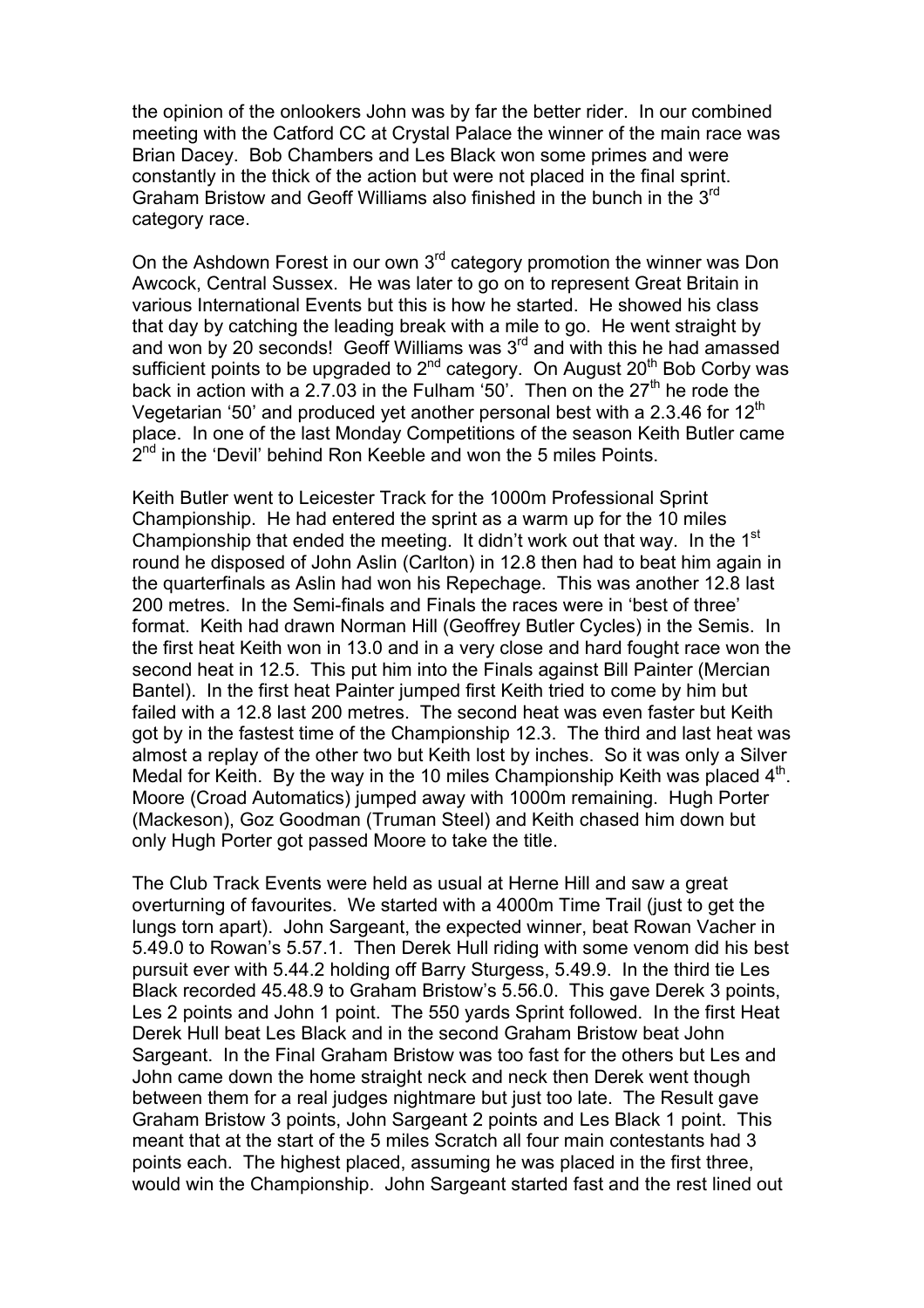the opinion of the onlookers John was by far the better rider. In our combined meeting with the Catford CC at Crystal Palace the winner of the main race was Brian Dacey. Bob Chambers and Les Black won some primes and were constantly in the thick of the action but were not placed in the final sprint. Graham Bristow and Geoff Williams also finished in the bunch in the 3rd category race.

On the Ashdown Forest in our own 3rd category promotion the winner was Don Awcock, Central Sussex. He was later to go on to represent Great Britain in various International Events but this is how he started. He showed his class that day by catching the leading break with a mile to go. He went straight by and won by 20 seconds! Geoff Williams was 3rd and with this he had amassed sufficient points to be upgraded to 2nd category. On August 20th Bob Corby was back in action with a 2.7.03 in the Fulham '50'. Then on the 27th he rode the Vegetarian '50' and produced yet another personal best with a 2.3.46 for 12th place. In one of the last Monday Competitions of the season Keith Butler came 2nd in the 'Devil' behind Ron Keeble and won the 5 miles Points.

Keith Butler went to Leicester Track for the 1000m Professional Sprint Championship. He had entered the sprint as a warm up for the 10 miles Championship that ended the meeting. It didn't work out that way. In the 1st round he disposed of John Aslin (Carlton) in 12.8 then had to beat him again in the quarterfinals as Aslin had won his Repechage. This was another 12.8 last 200 metres. In the Semi-finals and Finals the races were in 'best of three' format. Keith had drawn Norman Hill (Geoffrey Butler Cycles) in the Semis. In the first heat Keith won in 13.0 and in a very close and hard fought race won the second heat in 12.5. This put him into the Finals against Bill Painter (Mercian Bantel). In the first heat Painter jumped first Keith tried to come by him but failed with a 12.8 last 200 metres. The second heat was even faster but Keith got by in the fastest time of the Championship 12.3. The third and last heat was almost a replay of the other two but Keith lost by inches. So it was only a Silver Medal for Keith. By the way in the 10 miles Championship Keith was placed 4th. Moore (Croad Automatics) jumped away with 1000m remaining. Hugh Porter (Mackeson), Goz Goodman (Truman Steel) and Keith chased him down but only Hugh Porter got passed Moore to take the title.

The Club Track Events were held as usual at Herne Hill and saw a great overturning of favourites. We started with a 4000m Time Trail (just to get the lungs torn apart). John Sargeant, the expected winner, beat Rowan Vacher in 5.49.0 to Rowan's 5.57.1. Then Derek Hull riding with some venom did his best pursuit ever with 5.44.2 holding off Barry Sturgess, 5.49.9. In the third tie Les Black recorded 45.48.9 to Graham Bristow's 5.56.0. This gave Derek 3 points, Les 2 points and John 1 point. The 550 yards Sprint followed. In the first Heat Derek Hull beat Les Black and in the second Graham Bristow beat John Sargeant. In the Final Graham Bristow was too fast for the others but Les and John came down the home straight neck and neck then Derek went though between them for a real judges nightmare but just too late. The Result gave Graham Bristow 3 points, John Sargeant 2 points and Les Black 1 point. This meant that at the start of the 5 miles Scratch all four main contestants had 3 points each. The highest placed, assuming he was placed in the first three, would win the Championship. John Sargeant started fast and the rest lined out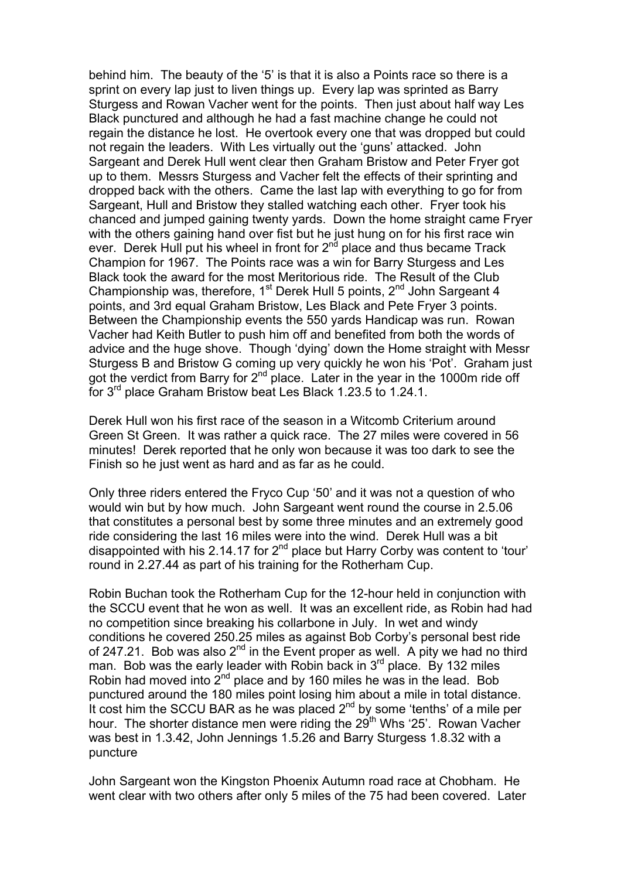behind him. The beauty of the '5' is that it is also a Points race so there is a sprint on every lap just to liven things up. Every lap was sprinted as Barry Sturgess and Rowan Vacher went for the points. Then just about half way Les Black punctured and although he had a fast machine change he could not regain the distance he lost. He overtook every one that was dropped but could not regain the leaders. With Les virtually out the 'guns' attacked. John Sargeant and Derek Hull went clear then Graham Bristow and Peter Fryer got up to them. Messrs Sturgess and Vacher felt the effects of their sprinting and dropped back with the others. Came the last lap with everything to go for from Sargeant, Hull and Bristow they stalled watching each other. Fryer took his chanced and jumped gaining twenty yards. Down the home straight came Fryer with the others gaining hand over fist but he just hung on for his first race win ever. Derek Hull put his wheel in front for 2nd place and thus became Track Champion for 1967. The Points race was a win for Barry Sturgess and Les Black took the award for the most Meritorious ride. The Result of the Club Championship was, therefore, 1st Derek Hull 5 points, 2nd John Sargeant 4 points, and 3rd equal Graham Bristow, Les Black and Pete Fryer 3 points. Between the Championship events the 550 yards Handicap was run. Rowan Vacher had Keith Butler to push him off and benefited from both the words of advice and the huge shove. Though 'dying' down the Home straight with Messr Sturgess B and Bristow G coming up very quickly he won his 'Pot'. Graham just got the verdict from Barry for 2nd place. Later in the year in the 1000m ride off for 3rd place Graham Bristow beat Les Black 1.23.5 to 1.24.1.

Derek Hull won his first race of the season in a Witcomb Criterium around Green St Green. It was rather a quick race. The 27 miles were covered in 56 minutes! Derek reported that he only won because it was too dark to see the Finish so he just went as hard and as far as he could.

Only three riders entered the Fryco Cup '50' and it was not a question of who would win but by how much. John Sargeant went round the course in 2.5.06 that constitutes a personal best by some three minutes and an extremely good ride considering the last 16 miles were into the wind. Derek Hull was a bit disappointed with his 2.14.17 for 2nd place but Harry Corby was content to 'tour' round in 2.27.44 as part of his training for the Rotherham Cup.

Robin Buchan took the Rotherham Cup for the 12-hour held in conjunction with the SCCU event that he won as well. It was an excellent ride, as Robin had had no competition since breaking his collarbone in July. In wet and windy conditions he covered 250.25 miles as against Bob Corby's personal best ride of 247.21. Bob was also 2nd in the Event proper as well. A pity we had no third man. Bob was the early leader with Robin back in 3rd place. By 132 miles Robin had moved into 2nd place and by 160 miles he was in the lead. Bob punctured around the 180 miles point losing him about a mile in total distance. It cost him the SCCU BAR as he was placed 2nd by some 'tenths' of a mile per hour. The shorter distance men were riding the 29th Whs '25'. Rowan Vacher was best in 1.3.42, John Jennings 1.5.26 and Barry Sturgess 1.8.32 with a puncture

John Sargeant won the Kingston Phoenix Autumn road race at Chobham. He went clear with two others after only 5 miles of the 75 had been covered. Later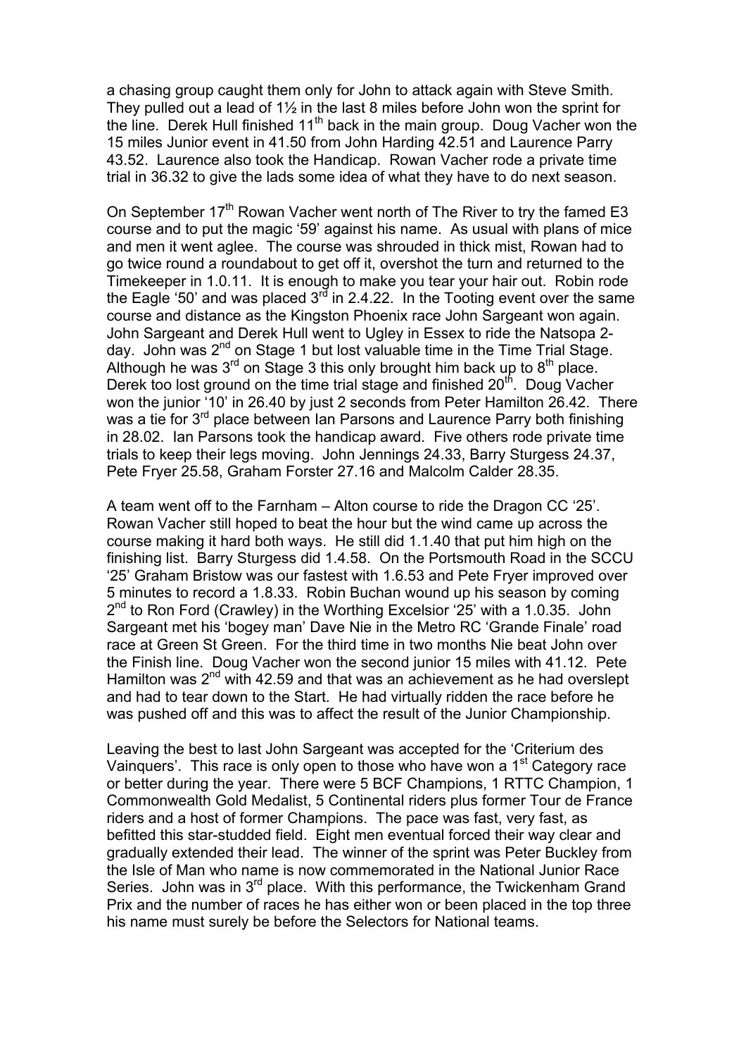a chasing group caught them only for John to attack again with Steve Smith. They pulled out a lead of 1½ in the last 8 miles before John won the sprint for the line. Derek Hull finished 11th back in the main group. Doug Vacher won the 15 miles Junior event in 41.50 from John Harding 42.51 and Laurence Parry 43.52. Laurence also took the Handicap. Rowan Vacher rode a private time trial in 36.32 to give the lads some idea of what they have to do next season.

On September 17th Rowan Vacher went north of The River to try the famed E3 course and to put the magic '59' against his name. As usual with plans of mice and men it went aglee. The course was shrouded in thick mist, Rowan had to go twice round a roundabout to get off it, overshot the turn and returned to the Timekeeper in 1.0.11. It is enough to make you tear your hair out. Robin rode the Eagle '50' and was placed 3rd in 2.4.22. In the Tooting event over the same course and distance as the Kingston Phoenix race John Sargeant won again. John Sargeant and Derek Hull went to Ugley in Essex to ride the Natsopa 2-day. John was 2nd on Stage 1 but lost valuable time in the Time Trial Stage. Although he was 3rd on Stage 3 this only brought him back up to 8th place. Derek too lost ground on the time trial stage and finished 20th. Doug Vacher won the junior '10' in 26.40 by just 2 seconds from Peter Hamilton 26.42. There was a tie for 3rd place between Ian Parsons and Laurence Parry both finishing in 28.02. Ian Parsons took the handicap award. Five others rode private time trials to keep their legs moving. John Jennings 24.33, Barry Sturgess 24.37, Pete Fryer 25.58, Graham Forster 27.16 and Malcolm Calder 28.35.

A team went off to the Farnham – Alton course to ride the Dragon CC '25'. Rowan Vacher still hoped to beat the hour but the wind came up across the course making it hard both ways. He still did 1.1.40 that put him high on the finishing list. Barry Sturgess did 1.4.58. On the Portsmouth Road in the SCCU '25' Graham Bristow was our fastest with 1.6.53 and Pete Fryer improved over 5 minutes to record a 1.8.33. Robin Buchan wound up his season by coming 2nd to Ron Ford (Crawley) in the Worthing Excelsior '25' with a 1.0.35. John Sargeant met his 'bogey man' Dave Nie in the Metro RC 'Grande Finale' road race at Green St Green. For the third time in two months Nie beat John over the Finish line. Doug Vacher won the second junior 15 miles with 41.12. Pete Hamilton was 2nd with 42.59 and that was an achievement as he had overslept and had to tear down to the Start. He had virtually ridden the race before he was pushed off and this was to affect the result of the Junior Championship.

Leaving the best to last John Sargeant was accepted for the 'Criterium des Vainquers'. This race is only open to those who have won a 1st Category race or better during the year. There were 5 BCF Champions, 1 RTTC Champion, 1 Commonwealth Gold Medalist, 5 Continental riders plus former Tour de France riders and a host of former Champions. The pace was fast, very fast, as befitted this star-studded field. Eight men eventual forced their way clear and gradually extended their lead. The winner of the sprint was Peter Buckley from the Isle of Man who name is now commemorated in the National Junior Race Series. John was in 3rd place. With this performance, the Twickenham Grand Prix and the number of races he has either won or been placed in the top three his name must surely be before the Selectors for National teams.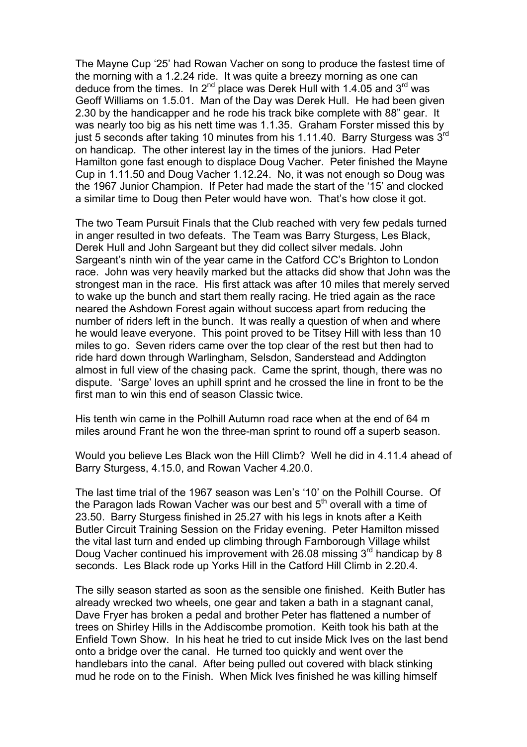The Mayne Cup '25' had Rowan Vacher on song to produce the fastest time of the morning with a 1.2.24 ride. It was quite a breezy morning as one can deduce from the times. In 2nd place was Derek Hull with 1.4.05 and 3rd was Geoff Williams on 1.5.01. Man of the Day was Derek Hull. He had been given 2.30 by the handicapper and he rode his track bike complete with 88" gear. It was nearly too big as his nett time was 1.1.35. Graham Forster missed this by just 5 seconds after taking 10 minutes from his 1.11.40. Barry Sturgess was 3rd on handicap. The other interest lay in the times of the juniors. Had Peter Hamilton gone fast enough to displace Doug Vacher. Peter finished the Mayne Cup in 1.11.50 and Doug Vacher 1.12.24. No, it was not enough so Doug was the 1967 Junior Champion. If Peter had made the start of the '15' and clocked a similar time to Doug then Peter would have won. That's how close it got.

The two Team Pursuit Finals that the Club reached with very few pedals turned in anger resulted in two defeats. The Team was Barry Sturgess, Les Black, Derek Hull and John Sargeant but they did collect silver medals. John Sargeant's ninth win of the year came in the Catford CC's Brighton to London race. John was very heavily marked but the attacks did show that John was the strongest man in the race. His first attack was after 10 miles that merely served to wake up the bunch and start them really racing. He tried again as the race neared the Ashdown Forest again without success apart from reducing the number of riders left in the bunch. It was really a question of when and where he would leave everyone. This point proved to be Titsey Hill with less than 10 miles to go. Seven riders came over the top clear of the rest but then had to ride hard down through Warlingham, Selsdon, Sanderstead and Addington almost in full view of the chasing pack. Came the sprint, though, there was no dispute. 'Sarge' loves an uphill sprint and he crossed the line in front to be the first man to win this end of season Classic twice.

His tenth win came in the Polhill Autumn road race when at the end of 64 m miles around Frant he won the three-man sprint to round off a superb season.

Would you believe Les Black won the Hill Climb? Well he did in 4.11.4 ahead of Barry Sturgess, 4.15.0, and Rowan Vacher 4.20.0.

The last time trial of the 1967 season was Len's '10' on the Polhill Course. Of the Paragon lads Rowan Vacher was our best and 5th overall with a time of 23.50. Barry Sturgess finished in 25.27 with his legs in knots after a Keith Butler Circuit Training Session on the Friday evening. Peter Hamilton missed the vital last turn and ended up climbing through Farnborough Village whilst Doug Vacher continued his improvement with 26.08 missing 3rd handicap by 8 seconds. Les Black rode up Yorks Hill in the Catford Hill Climb in 2.20.4.

The silly season started as soon as the sensible one finished. Keith Butler has already wrecked two wheels, one gear and taken a bath in a stagnant canal, Dave Fryer has broken a pedal and brother Peter has flattened a number of trees on Shirley Hills in the Addiscombe promotion. Keith took his bath at the Enfield Town Show. In his heat he tried to cut inside Mick Ives on the last bend onto a bridge over the canal. He turned too quickly and went over the handlebars into the canal. After being pulled out covered with black stinking mud he rode on to the Finish. When Mick Ives finished he was killing himself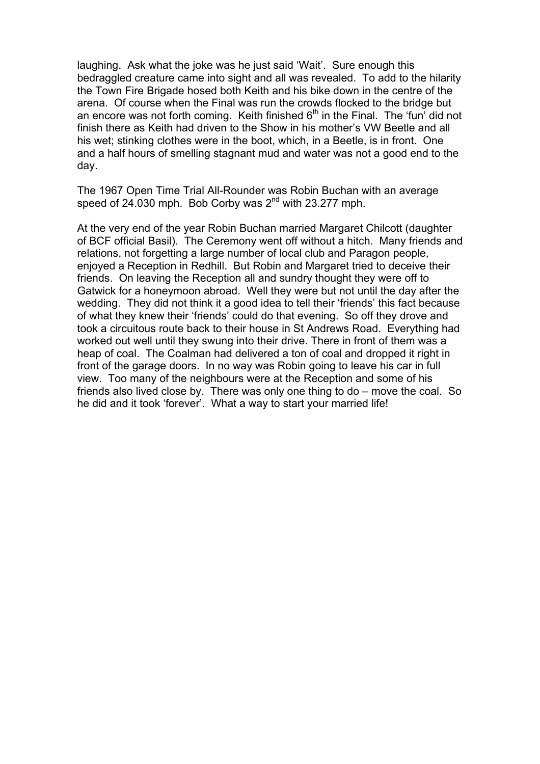laughing. Ask what the joke was he just said 'Wait'. Sure enough this bedraggled creature came into sight and all was revealed. To add to the hilarity the Town Fire Brigade hosed both Keith and his bike down in the centre of the arena. Of course when the Final was run the crowds flocked to the bridge but an encore was not forth coming. Keith finished 6th in the Final. The 'fun' did not finish there as Keith had driven to the Show in his mother's VW Beetle and all his wet; stinking clothes were in the boot, which, in a Beetle, is in front. One and a half hours of smelling stagnant mud and water was not a good end to the day.

The 1967 Open Time Trial All-Rounder was Robin Buchan with an average speed of 24.030 mph. Bob Corby was 2nd with 23.277 mph.

At the very end of the year Robin Buchan married Margaret Chilcott (daughter of BCF official Basil). The Ceremony went off without a hitch. Many friends and relations, not forgetting a large number of local club and Paragon people, enjoyed a Reception in Redhill. But Robin and Margaret tried to deceive their friends. On leaving the Reception all and sundry thought they were off to Gatwick for a honeymoon abroad. Well they were but not until the day after the wedding. They did not think it a good idea to tell their 'friends' this fact because of what they knew their 'friends' could do that evening. So off they drove and took a circuitous route back to their house in St Andrews Road. Everything had worked out well until they swung into their drive. There in front of them was a heap of coal. The Coalman had delivered a ton of coal and dropped it right in front of the garage doors. In no way was Robin going to leave his car in full view. Too many of the neighbours were at the Reception and some of his friends also lived close by. There was only one thing to do – move the coal. So he did and it took 'forever'. What a way to start your married life!